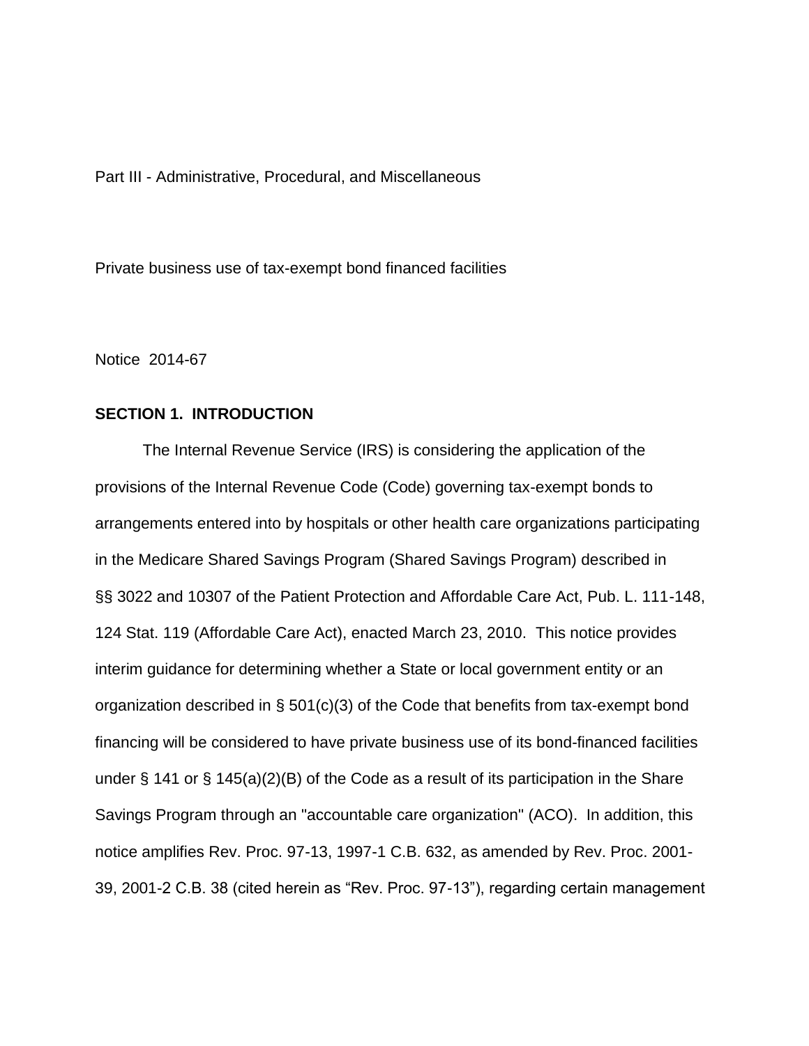Part III - Administrative, Procedural, and Miscellaneous

Private business use of tax-exempt bond financed facilities

Notice 2014-67

## SECTION 1. INTRODUCTION

The Internal Revenue Service (IRS) is considering the application of the provisions of the Internal Revenue Code (Code) governing tax-exempt bonds to arrangements entered into by hospitals or other health care organizations participating in the Medicare Shared Savings Program (Shared Savings Program) described in §§ 3022 and 10307 of the Patient Protection and Affordable Care Act, Pub. L. 111-148, 124 Stat. 119 (Affordable Care Act), enacted March 23, 2010. This notice provides interim guidance for determining whether a State or local government entity or an organization described in § 501(c)(3) of the Code that benefits from tax-exempt bond financing will be considered to have private business use of its bond-financed facilities under § 141 or § 145(a)(2)(B) of the Code as a result of its participation in the Share Savings Program through an "accountable care organization" (ACO). In addition, this notice amplifies Rev. Proc. 97-13, 1997-1 C.B. 632, as amended by Rev. Proc. 2001-39, 2001-2 C.B. 38 (cited herein as "Rev. Proc. 97-13"), regarding certain management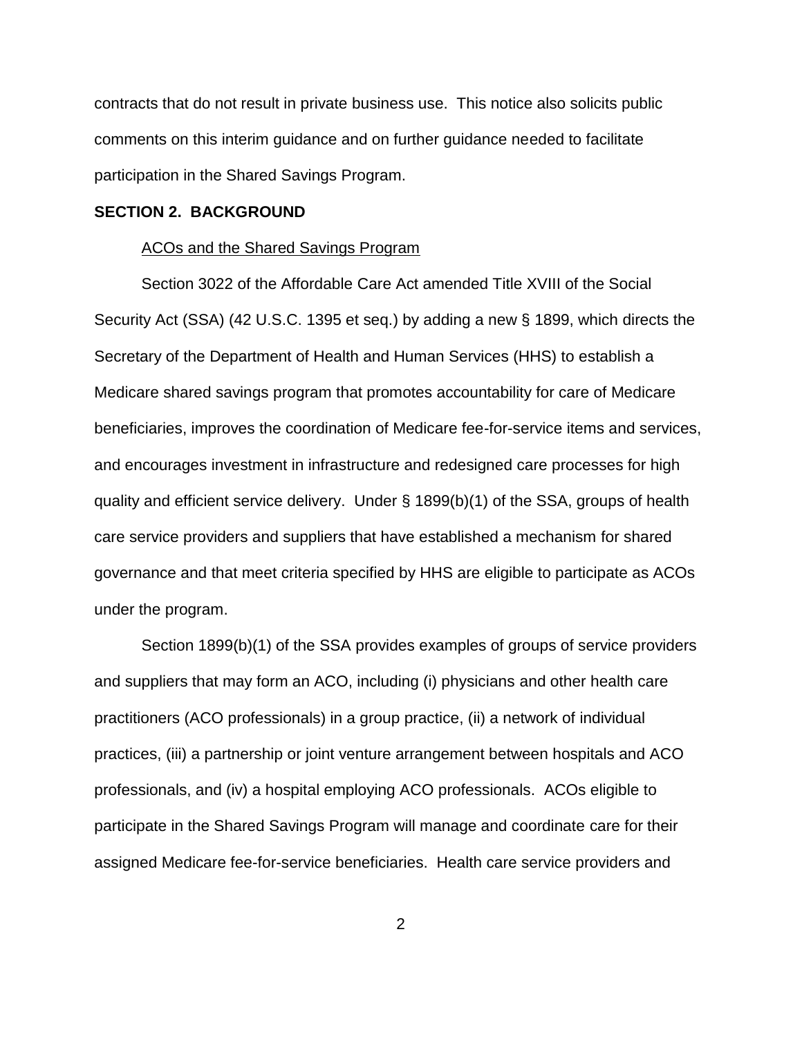contracts that do not result in private business use. This notice also solicits public comments on this interim guidance and on further guidance needed to facilitate participation in the Shared Savings Program.

## SECTION 2. BACKGROUND

ACOs and the Shared Savings Program

Section 3022 of the Affordable Care Act amended Title XVIII of the Social Security Act (SSA) (42 U.S.C. 1395 et seq.) by adding a new § 1899, which directs the Secretary of the Department of Health and Human Services (HHS) to establish a Medicare shared savings program that promotes accountability for care of Medicare beneficiaries, improves the coordination of Medicare fee-for-service items and services, and encourages investment in infrastructure and redesigned care processes for high quality and efficient service delivery. Under § 1899(b)(1) of the SSA, groups of health care service providers and suppliers that have established a mechanism for shared governance and that meet criteria specified by HHS are eligible to participate as ACOs under the program.

Section 1899(b)(1) of the SSA provides examples of groups of service providers and suppliers that may form an ACO, including (i) physicians and other health care practitioners (ACO professionals) in a group practice, (ii) a network of individual practices, (iii) a partnership or joint venture arrangement between hospitals and ACO professionals, and (iv) a hospital employing ACO professionals. ACOs eligible to participate in the Shared Savings Program will manage and coordinate care for their assigned Medicare fee-for-service beneficiaries. Health care service providers and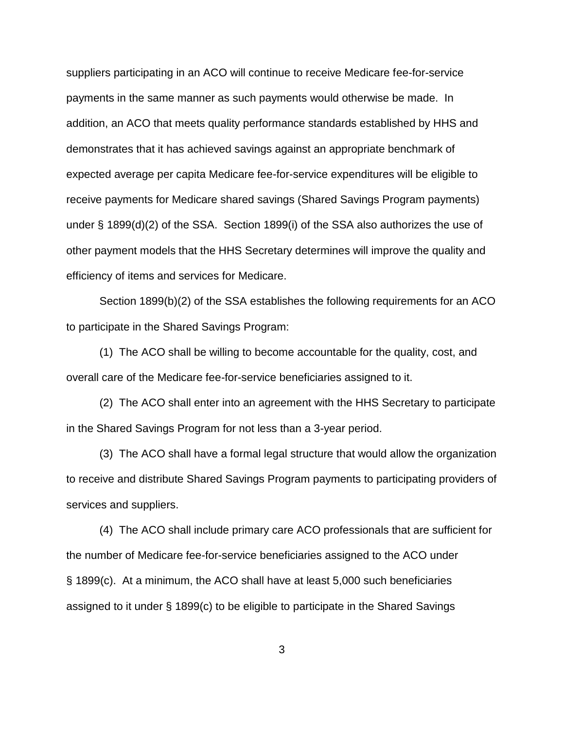suppliers participating in an ACO will continue to receive Medicare fee-for-service payments in the same manner as such payments would otherwise be made. In addition, an ACO that meets quality performance standards established by HHS and demonstrates that it has achieved savings against an appropriate benchmark of expected average per capita Medicare fee-for-service expenditures will be eligible to receive payments for Medicare shared savings (Shared Savings Program payments) under § 1899(d)(2) of the SSA. Section 1899(i) of the SSA also authorizes the use of other payment models that the HHS Secretary determines will improve the quality and efficiency of items and services for Medicare.

Section 1899(b)(2) of the SSA establishes the following requirements for an ACO to participate in the Shared Savings Program:

(1) The ACO shall be willing to become accountable for the quality, cost, and overall care of the Medicare fee-for-service beneficiaries assigned to it.

(2) The ACO shall enter into an agreement with the HHS Secretary to participate in the Shared Savings Program for not less than a 3-year period.

(3) The ACO shall have a formal legal structure that would allow the organization to receive and distribute Shared Savings Program payments to participating providers of services and suppliers.

(4) The ACO shall include primary care ACO professionals that are sufficient for the number of Medicare fee-for-service beneficiaries assigned to the ACO under § 1899(c). At a minimum, the ACO shall have at least 5,000 such beneficiaries assigned to it under § 1899(c) to be eligible to participate in the Shared Savings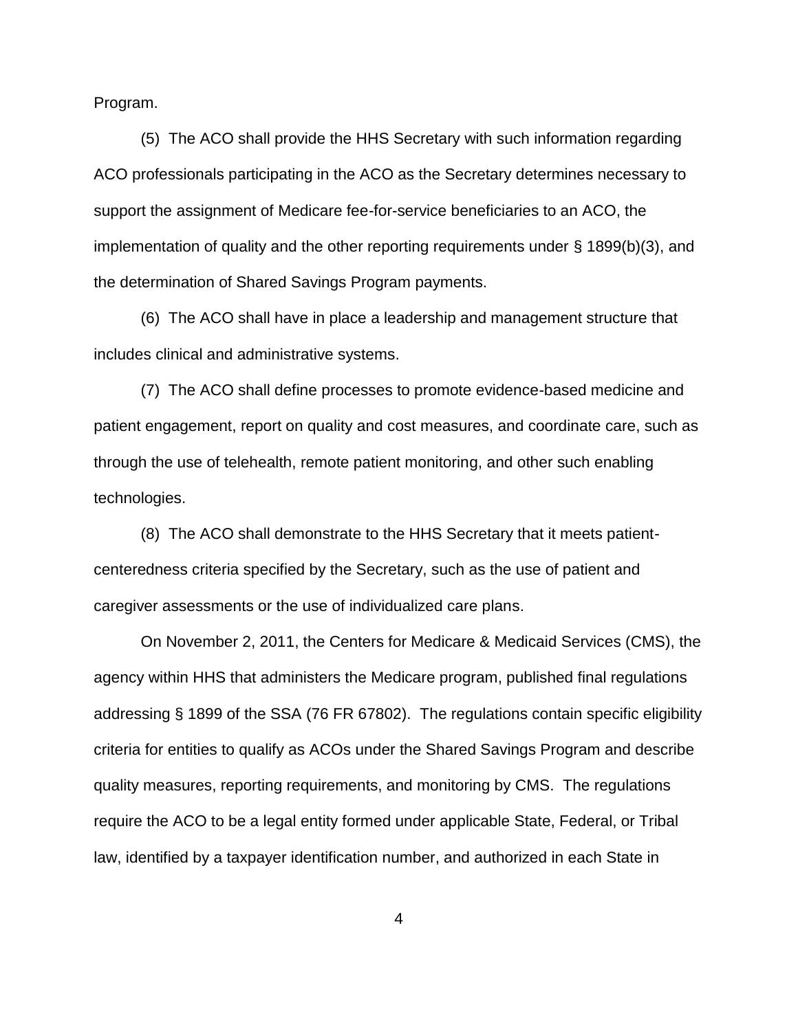Program.

(5) The ACO shall provide the HHS Secretary with such information regarding ACO professionals participating in the ACO as the Secretary determines necessary to support the assignment of Medicare fee-for-service beneficiaries to an ACO, the implementation of quality and the other reporting requirements under § 1899(b)(3), and the determination of Shared Savings Program payments.

(6) The ACO shall have in place a leadership and management structure that includes clinical and administrative systems.

(7) The ACO shall define processes to promote evidence-based medicine and patient engagement, report on quality and cost measures, and coordinate care, such as through the use of telehealth, remote patient monitoring, and other such enabling technologies.

(8) The ACO shall demonstrate to the HHS Secretary that it meets patient-centeredness criteria specified by the Secretary, such as the use of patient and caregiver assessments or the use of individualized care plans.

On November 2, 2011, the Centers for Medicare & Medicaid Services (CMS), the agency within HHS that administers the Medicare program, published final regulations addressing § 1899 of the SSA (76 FR 67802). The regulations contain specific eligibility criteria for entities to qualify as ACOs under the Shared Savings Program and describe quality measures, reporting requirements, and monitoring by CMS. The regulations require the ACO to be a legal entity formed under applicable State, Federal, or Tribal law, identified by a taxpayer identification number, and authorized in each State in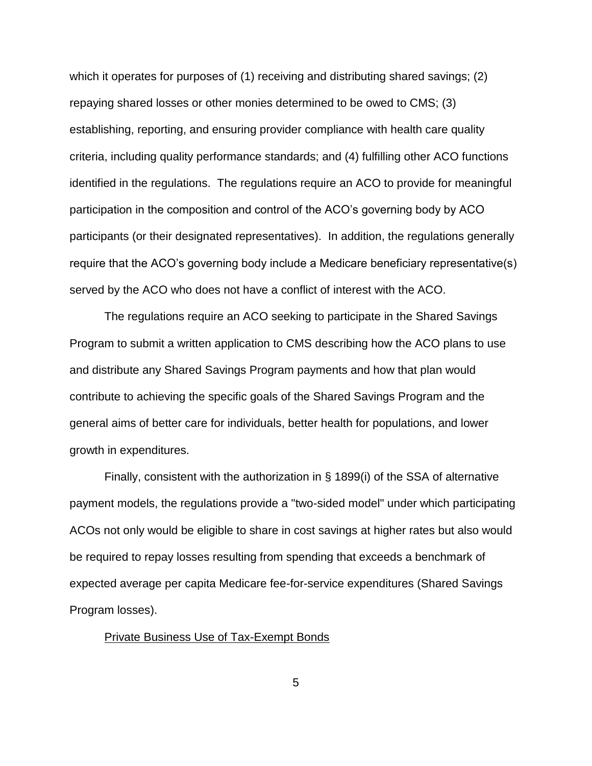which it operates for purposes of (1) receiving and distributing shared savings; (2) repaying shared losses or other monies determined to be owed to CMS; (3) establishing, reporting, and ensuring provider compliance with health care quality criteria, including quality performance standards; and (4) fulfilling other ACO functions identified in the regulations. The regulations require an ACO to provide for meaningful participation in the composition and control of the ACO's governing body by ACO participants (or their designated representatives). In addition, the regulations generally require that the ACO's governing body include a Medicare beneficiary representative(s) served by the ACO who does not have a conflict of interest with the ACO.

The regulations require an ACO seeking to participate in the Shared Savings Program to submit a written application to CMS describing how the ACO plans to use and distribute any Shared Savings Program payments and how that plan would contribute to achieving the specific goals of the Shared Savings Program and the general aims of better care for individuals, better health for populations, and lower growth in expenditures.

Finally, consistent with the authorization in § 1899(i) of the SSA of alternative payment models, the regulations provide a "two-sided model" under which participating ACOs not only would be eligible to share in cost savings at higher rates but also would be required to repay losses resulting from spending that exceeds a benchmark of expected average per capita Medicare fee-for-service expenditures (Shared Savings Program losses).

Private Business Use of Tax-Exempt Bonds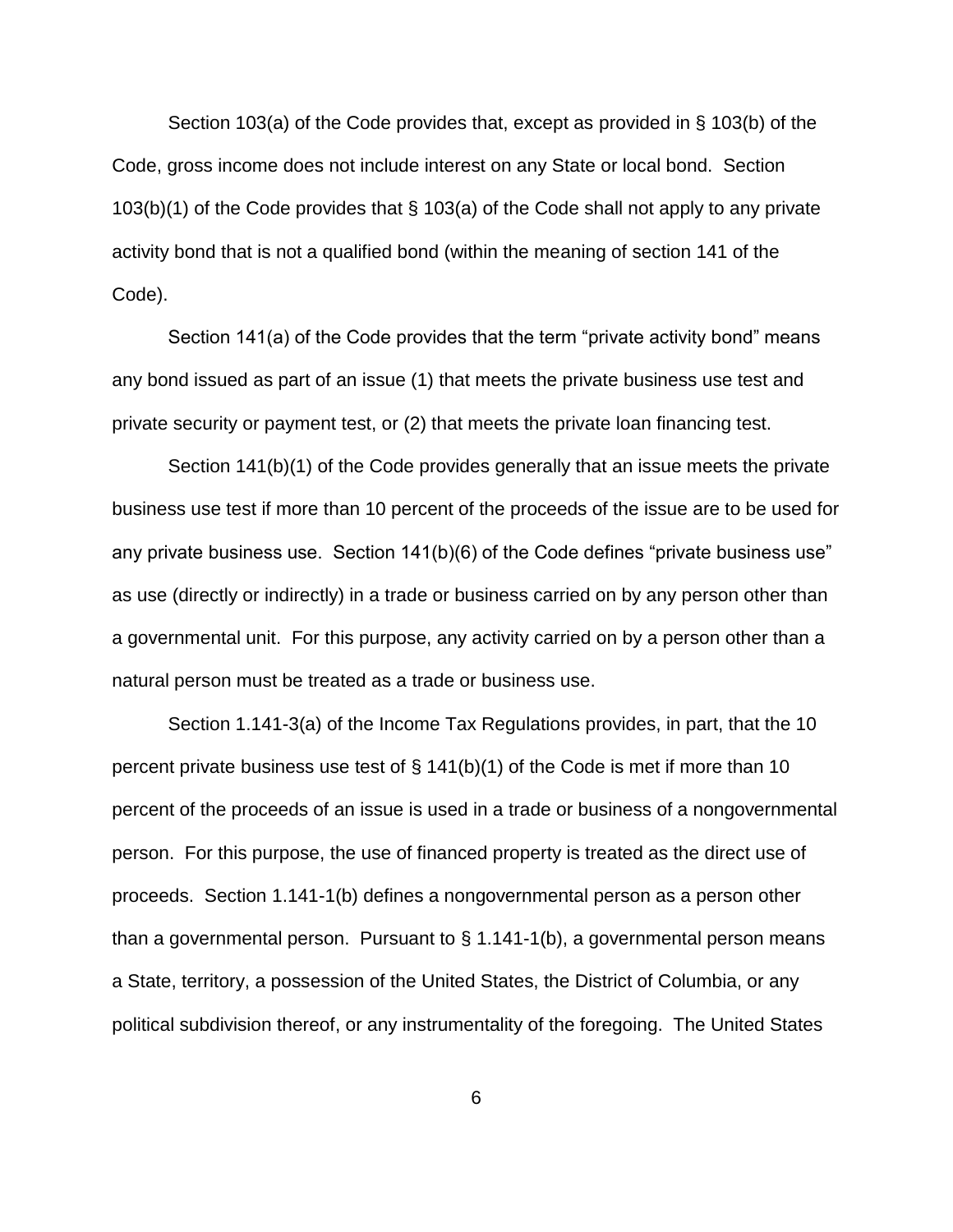Section 103(a) of the Code provides that, except as provided in § 103(b) of the Code, gross income does not include interest on any State or local bond. Section 103(b)(1) of the Code provides that § 103(a) of the Code shall not apply to any private activity bond that is not a qualified bond (within the meaning of section 141 of the Code).

Section 141(a) of the Code provides that the term "private activity bond" means any bond issued as part of an issue (1) that meets the private business use test and private security or payment test, or (2) that meets the private loan financing test.

Section 141(b)(1) of the Code provides generally that an issue meets the private business use test if more than 10 percent of the proceeds of the issue are to be used for any private business use. Section 141(b)(6) of the Code defines "private business use" as use (directly or indirectly) in a trade or business carried on by any person other than a governmental unit. For this purpose, any activity carried on by a person other than a natural person must be treated as a trade or business use.

Section 1.141-3(a) of the Income Tax Regulations provides, in part, that the 10 percent private business use test of § 141(b)(1) of the Code is met if more than 10 percent of the proceeds of an issue is used in a trade or business of a nongovernmental person. For this purpose, the use of financed property is treated as the direct use of proceeds. Section 1.141-1(b) defines a nongovernmental person as a person other than a governmental person. Pursuant to § 1.141-1(b), a governmental person means a State, territory, a possession of the United States, the District of Columbia, or any political subdivision thereof, or any instrumentality of the foregoing. The United States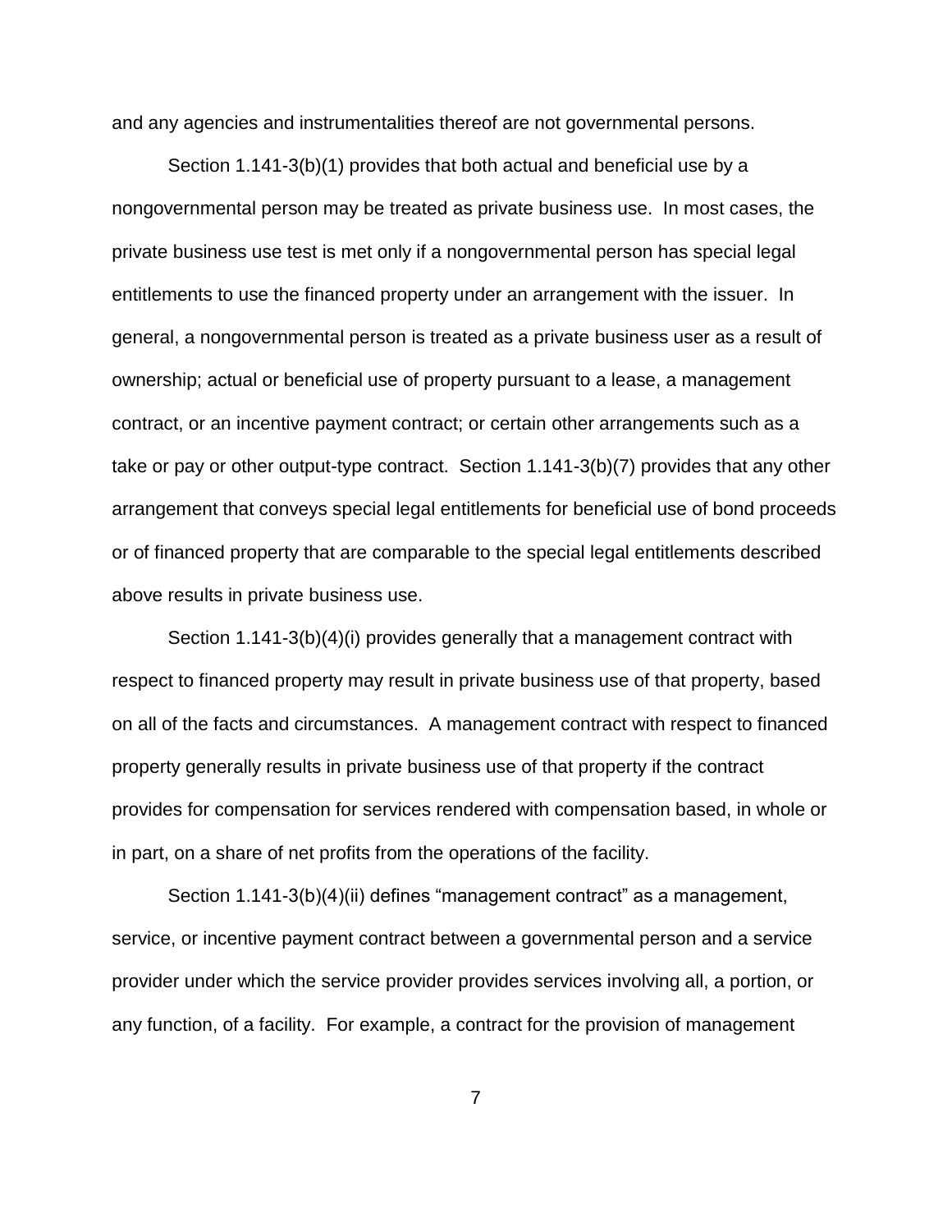and any agencies and instrumentalities thereof are not governmental persons.

Section 1.141-3(b)(1) provides that both actual and beneficial use by a nongovernmental person may be treated as private business use. In most cases, the private business use test is met only if a nongovernmental person has special legal entitlements to use the financed property under an arrangement with the issuer. In general, a nongovernmental person is treated as a private business user as a result of ownership; actual or beneficial use of property pursuant to a lease, a management contract, or an incentive payment contract; or certain other arrangements such as a take or pay or other output-type contract. Section 1.141-3(b)(7) provides that any other arrangement that conveys special legal entitlements for beneficial use of bond proceeds or of financed property that are comparable to the special legal entitlements described above results in private business use.

Section 1.141-3(b)(4)(i) provides generally that a management contract with respect to financed property may result in private business use of that property, based on all of the facts and circumstances. A management contract with respect to financed property generally results in private business use of that property if the contract provides for compensation for services rendered with compensation based, in whole or in part, on a share of net profits from the operations of the facility.

Section 1.141-3(b)(4)(ii) defines "management contract" as a management, service, or incentive payment contract between a governmental person and a service provider under which the service provider provides services involving all, a portion, or any function, of a facility. For example, a contract for the provision of management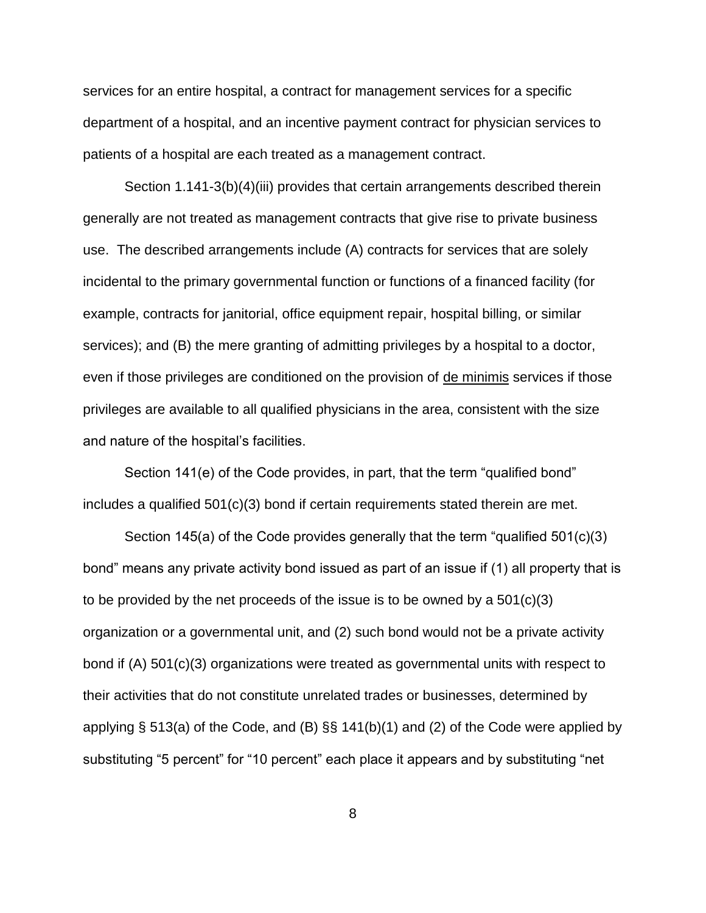services for an entire hospital, a contract for management services for a specific department of a hospital, and an incentive payment contract for physician services to patients of a hospital are each treated as a management contract.

Section 1.141-3(b)(4)(iii) provides that certain arrangements described therein generally are not treated as management contracts that give rise to private business use. The described arrangements include (A) contracts for services that are solely incidental to the primary governmental function or functions of a financed facility (for example, contracts for janitorial, office equipment repair, hospital billing, or similar services); and (B) the mere granting of admitting privileges by a hospital to a doctor, even if those privileges are conditioned on the provision of de minimis services if those privileges are available to all qualified physicians in the area, consistent with the size and nature of the hospital's facilities.

Section 141(e) of the Code provides, in part, that the term "qualified bond" includes a qualified 501(c)(3) bond if certain requirements stated therein are met.

Section 145(a) of the Code provides generally that the term "qualified 501(c)(3) bond" means any private activity bond issued as part of an issue if (1) all property that is to be provided by the net proceeds of the issue is to be owned by a 501(c)(3) organization or a governmental unit, and (2) such bond would not be a private activity bond if (A) 501(c)(3) organizations were treated as governmental units with respect to their activities that do not constitute unrelated trades or businesses, determined by applying § 513(a) of the Code, and (B) §§ 141(b)(1) and (2) of the Code were applied by substituting "5 percent" for "10 percent" each place it appears and by substituting "net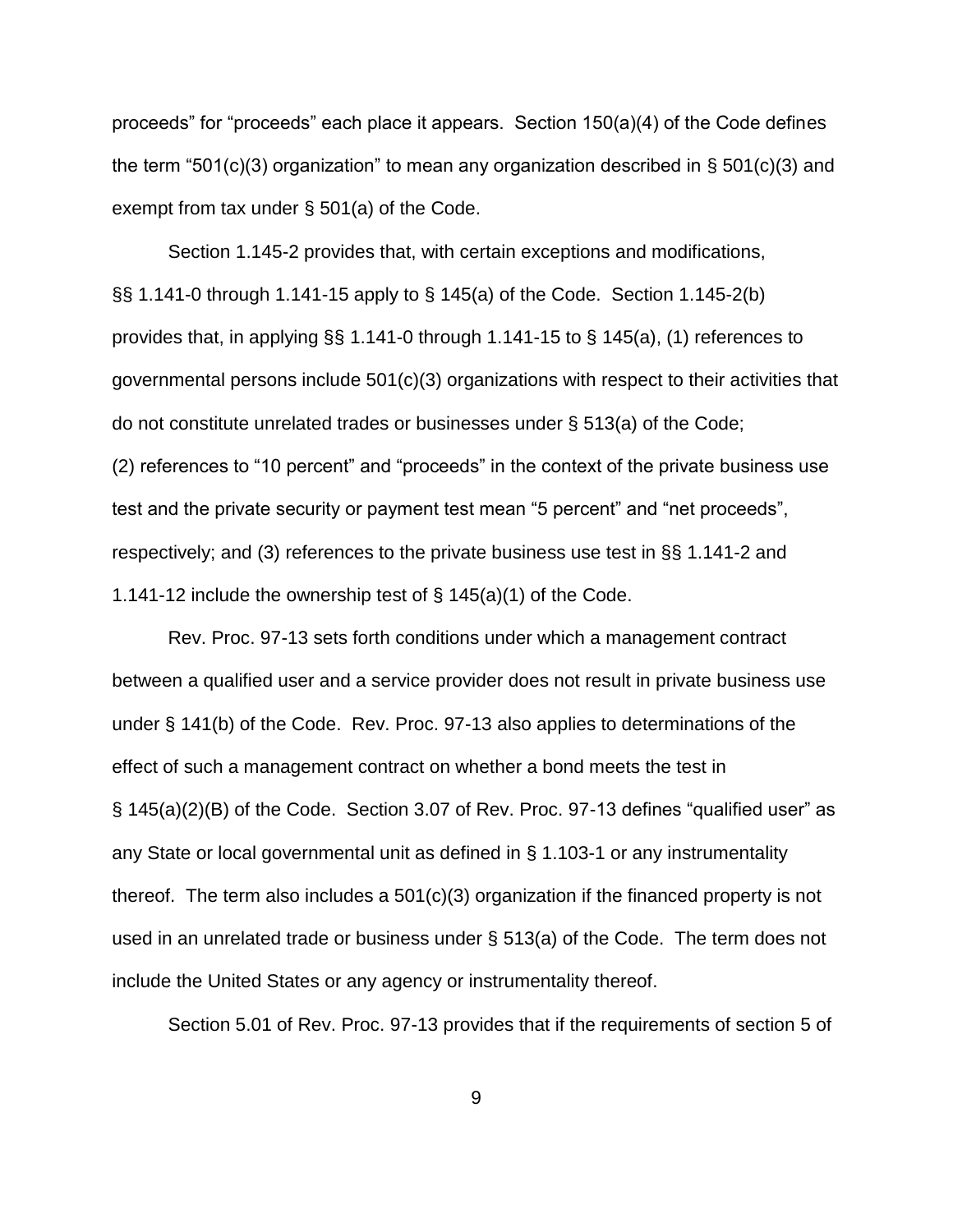proceeds" for "proceeds" each place it appears. Section 150(a)(4) of the Code defines the term "501(c)(3) organization" to mean any organization described in § 501(c)(3) and exempt from tax under § 501(a) of the Code.

Section 1.145-2 provides that, with certain exceptions and modifications, §§ 1.141-0 through 1.141-15 apply to § 145(a) of the Code. Section 1.145-2(b) provides that, in applying §§ 1.141-0 through 1.141-15 to § 145(a), (1) references to governmental persons include 501(c)(3) organizations with respect to their activities that do not constitute unrelated trades or businesses under § 513(a) of the Code; (2) references to "10 percent" and "proceeds" in the context of the private business use test and the private security or payment test mean "5 percent" and "net proceeds", respectively; and (3) references to the private business use test in §§ 1.141-2 and 1.141-12 include the ownership test of § 145(a)(1) of the Code.

Rev. Proc. 97-13 sets forth conditions under which a management contract between a qualified user and a service provider does not result in private business use under § 141(b) of the Code. Rev. Proc. 97-13 also applies to determinations of the effect of such a management contract on whether a bond meets the test in § 145(a)(2)(B) of the Code. Section 3.07 of Rev. Proc. 97-13 defines "qualified user" as any State or local governmental unit as defined in § 1.103-1 or any instrumentality thereof. The term also includes a 501(c)(3) organization if the financed property is not used in an unrelated trade or business under § 513(a) of the Code. The term does not include the United States or any agency or instrumentality thereof.

Section 5.01 of Rev. Proc. 97-13 provides that if the requirements of section 5 of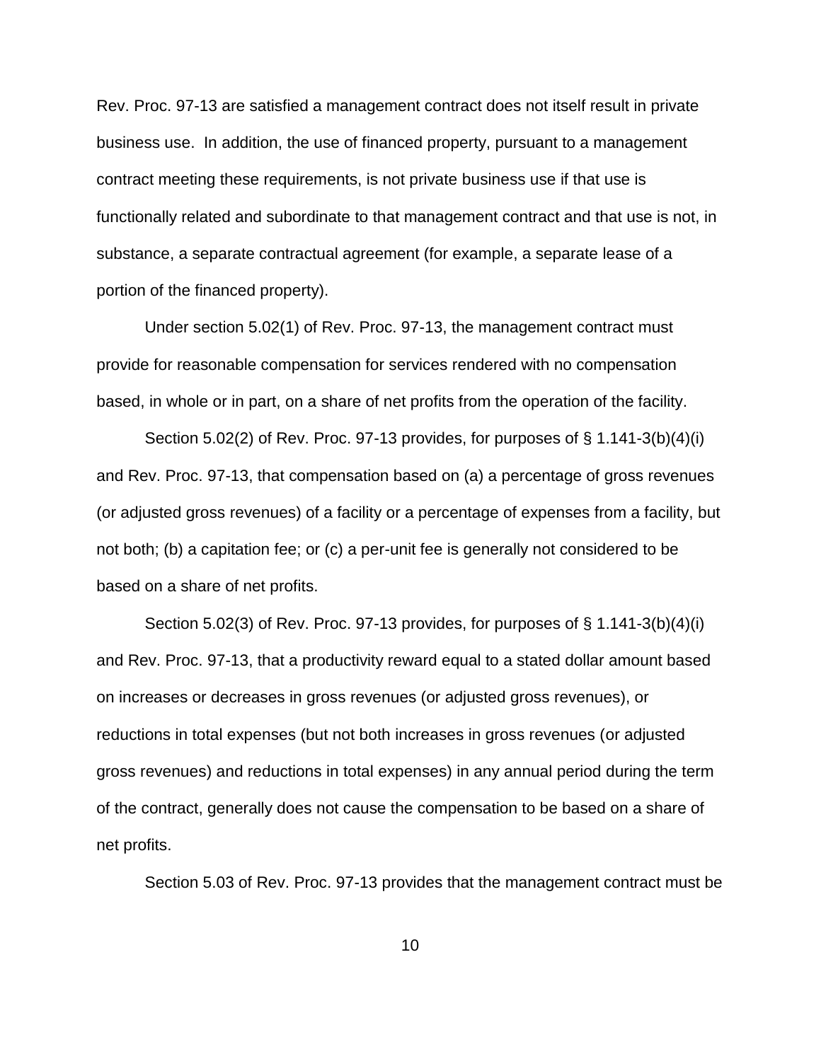Rev. Proc. 97-13 are satisfied a management contract does not itself result in private business use. In addition, the use of financed property, pursuant to a management contract meeting these requirements, is not private business use if that use is functionally related and subordinate to that management contract and that use is not, in substance, a separate contractual agreement (for example, a separate lease of a portion of the financed property).

Under section 5.02(1) of Rev. Proc. 97-13, the management contract must provide for reasonable compensation for services rendered with no compensation based, in whole or in part, on a share of net profits from the operation of the facility.

Section 5.02(2) of Rev. Proc. 97-13 provides, for purposes of § 1.141-3(b)(4)(i) and Rev. Proc. 97-13, that compensation based on (a) a percentage of gross revenues (or adjusted gross revenues) of a facility or a percentage of expenses from a facility, but not both; (b) a capitation fee; or (c) a per-unit fee is generally not considered to be based on a share of net profits.

Section 5.02(3) of Rev. Proc. 97-13 provides, for purposes of § 1.141-3(b)(4)(i) and Rev. Proc. 97-13, that a productivity reward equal to a stated dollar amount based on increases or decreases in gross revenues (or adjusted gross revenues), or reductions in total expenses (but not both increases in gross revenues (or adjusted gross revenues) and reductions in total expenses) in any annual period during the term of the contract, generally does not cause the compensation to be based on a share of net profits.

Section 5.03 of Rev. Proc. 97-13 provides that the management contract must be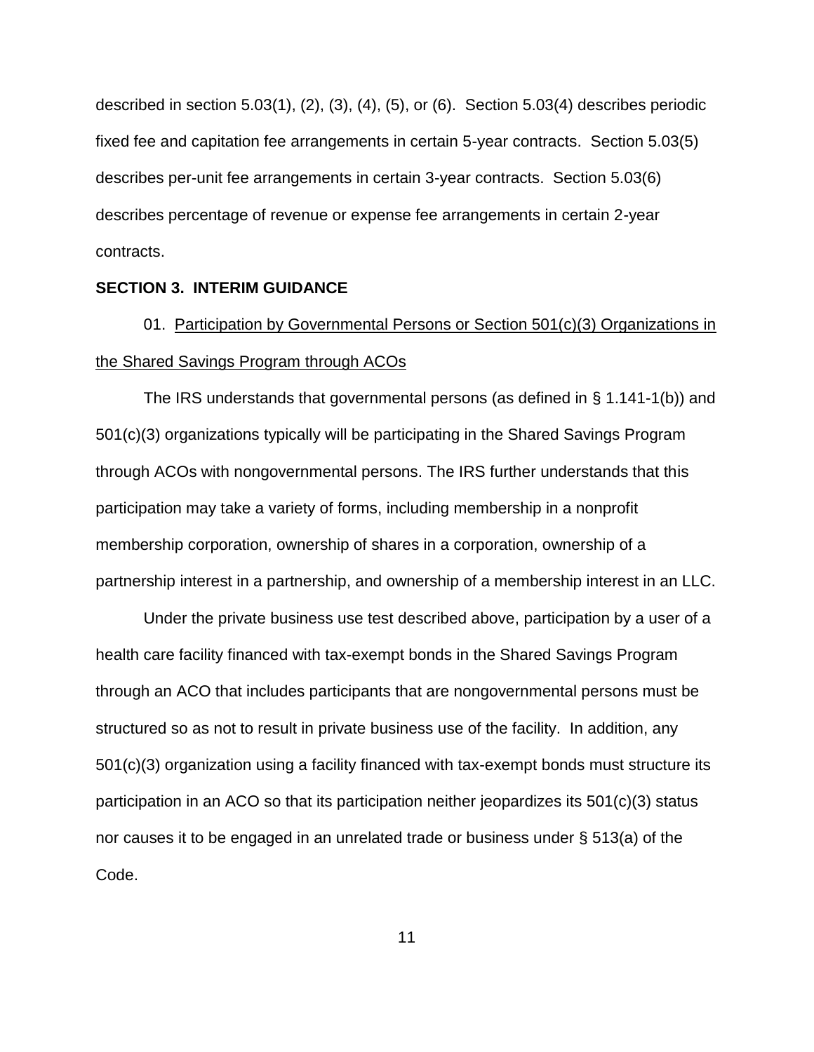described in section 5.03(1), (2), (3), (4), (5), or (6). Section 5.03(4) describes periodic fixed fee and capitation fee arrangements in certain 5-year contracts. Section 5.03(5) describes per-unit fee arrangements in certain 3-year contracts. Section 5.03(6) describes percentage of revenue or expense fee arrangements in certain 2-year contracts.

## SECTION 3. INTERIM GUIDANCE

01. Participation by Governmental Persons or Section 501(c)(3) Organizations in the Shared Savings Program through ACOs

The IRS understands that governmental persons (as defined in § 1.141-1(b)) and 501(c)(3) organizations typically will be participating in the Shared Savings Program through ACOs with nongovernmental persons. The IRS further understands that this participation may take a variety of forms, including membership in a nonprofit membership corporation, ownership of shares in a corporation, ownership of a partnership interest in a partnership, and ownership of a membership interest in an LLC.

Under the private business use test described above, participation by a user of a health care facility financed with tax-exempt bonds in the Shared Savings Program through an ACO that includes participants that are nongovernmental persons must be structured so as not to result in private business use of the facility. In addition, any 501(c)(3) organization using a facility financed with tax-exempt bonds must structure its participation in an ACO so that its participation neither jeopardizes its 501(c)(3) status nor causes it to be engaged in an unrelated trade or business under § 513(a) of the Code.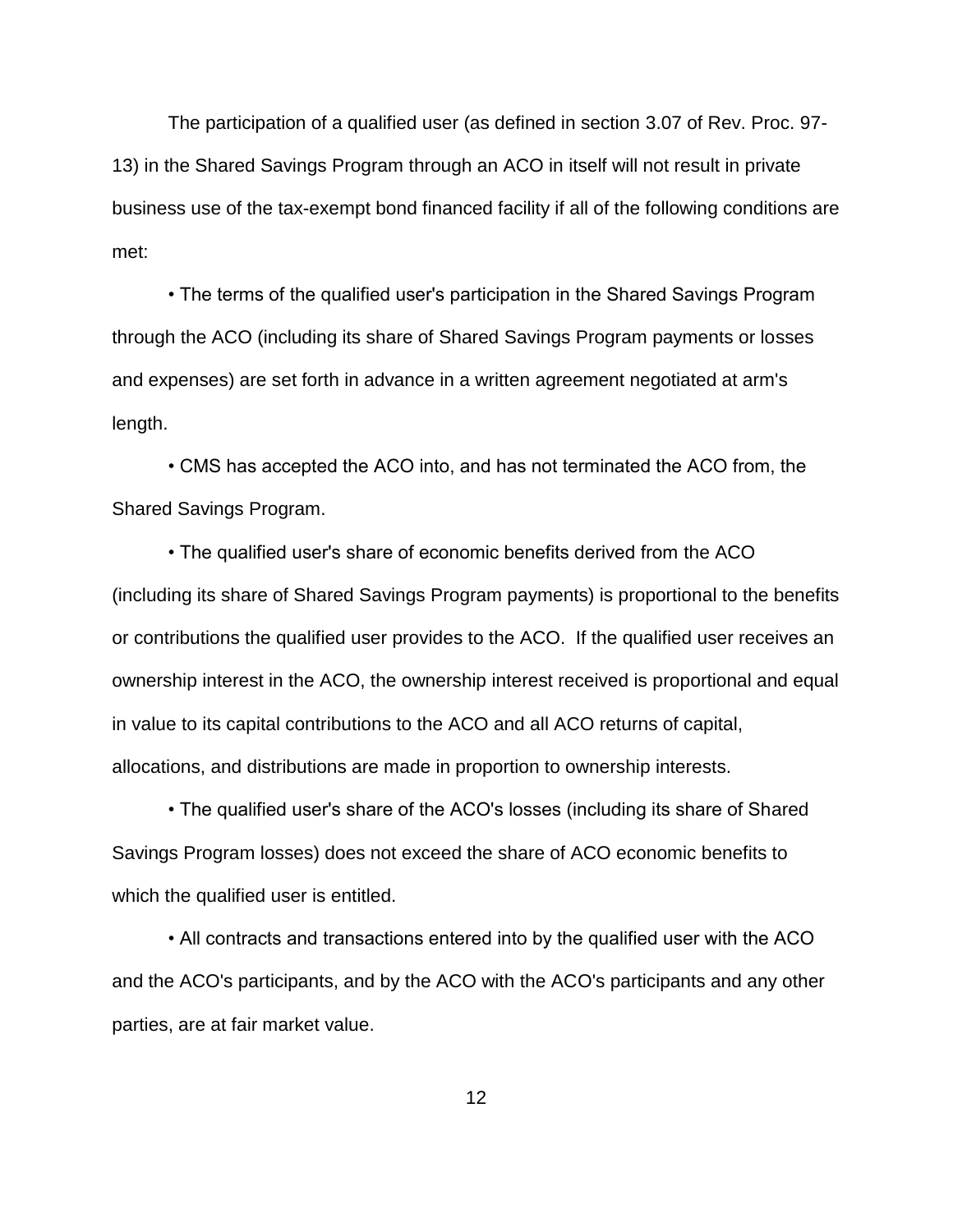The participation of a qualified user (as defined in section 3.07 of Rev. Proc. 97-13) in the Shared Savings Program through an ACO in itself will not result in private business use of the tax-exempt bond financed facility if all of the following conditions are met:

- The terms of the qualified user's participation in the Shared Savings Program through the ACO (including its share of Shared Savings Program payments or losses and expenses) are set forth in advance in a written agreement negotiated at arm's length.

- CMS has accepted the ACO into, and has not terminated the ACO from, the Shared Savings Program.

- The qualified user's share of economic benefits derived from the ACO (including its share of Shared Savings Program payments) is proportional to the benefits or contributions the qualified user provides to the ACO. If the qualified user receives an ownership interest in the ACO, the ownership interest received is proportional and equal in value to its capital contributions to the ACO and all ACO returns of capital, allocations, and distributions are made in proportion to ownership interests.

- The qualified user's share of the ACO's losses (including its share of Shared Savings Program losses) does not exceed the share of ACO economic benefits to which the qualified user is entitled.

- All contracts and transactions entered into by the qualified user with the ACO and the ACO's participants, and by the ACO with the ACO's participants and any other parties, are at fair market value.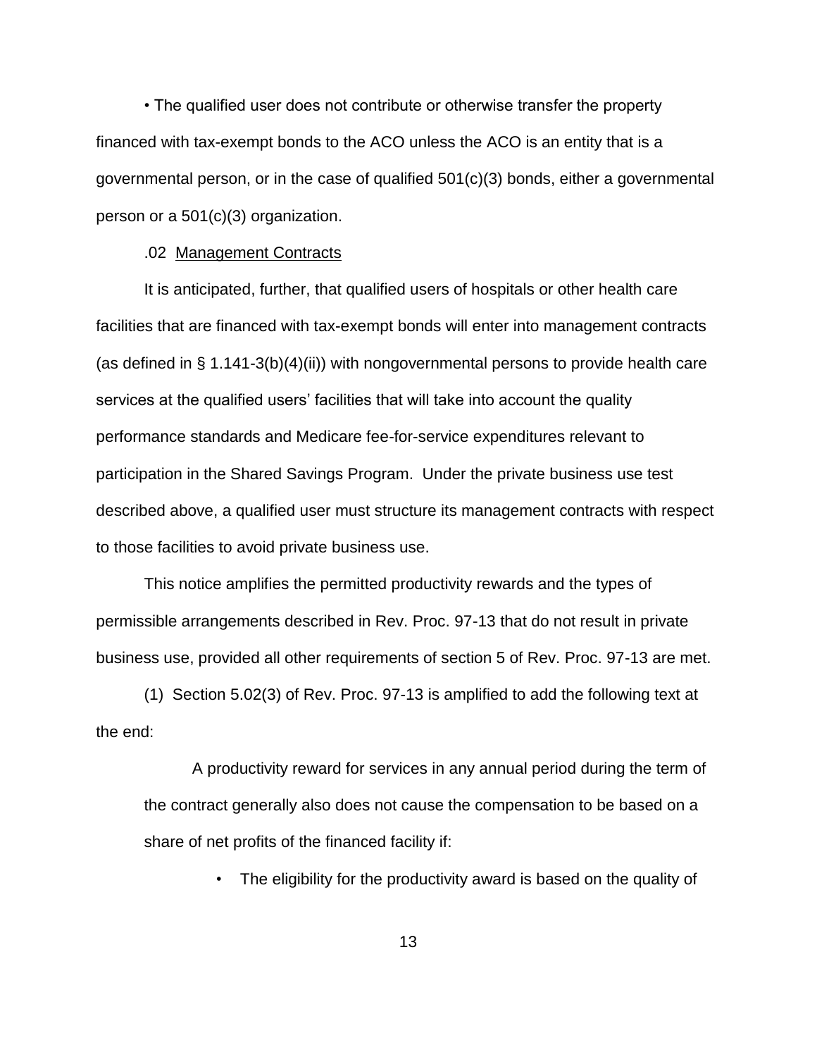• The qualified user does not contribute or otherwise transfer the property financed with tax-exempt bonds to the ACO unless the ACO is an entity that is a governmental person, or in the case of qualified 501(c)(3) bonds, either a governmental person or a 501(c)(3) organization.

.02 Management Contracts

It is anticipated, further, that qualified users of hospitals or other health care facilities that are financed with tax-exempt bonds will enter into management contracts (as defined in § 1.141-3(b)(4)(ii)) with nongovernmental persons to provide health care services at the qualified users' facilities that will take into account the quality performance standards and Medicare fee-for-service expenditures relevant to participation in the Shared Savings Program. Under the private business use test described above, a qualified user must structure its management contracts with respect to those facilities to avoid private business use.

This notice amplifies the permitted productivity rewards and the types of permissible arrangements described in Rev. Proc. 97-13 that do not result in private business use, provided all other requirements of section 5 of Rev. Proc. 97-13 are met.

(1) Section 5.02(3) of Rev. Proc. 97-13 is amplified to add the following text at the end:

> A productivity reward for services in any annual period during the term of the contract generally also does not cause the compensation to be based on a share of net profits of the financed facility if:
>
> - The eligibility for the productivity award is based on the quality of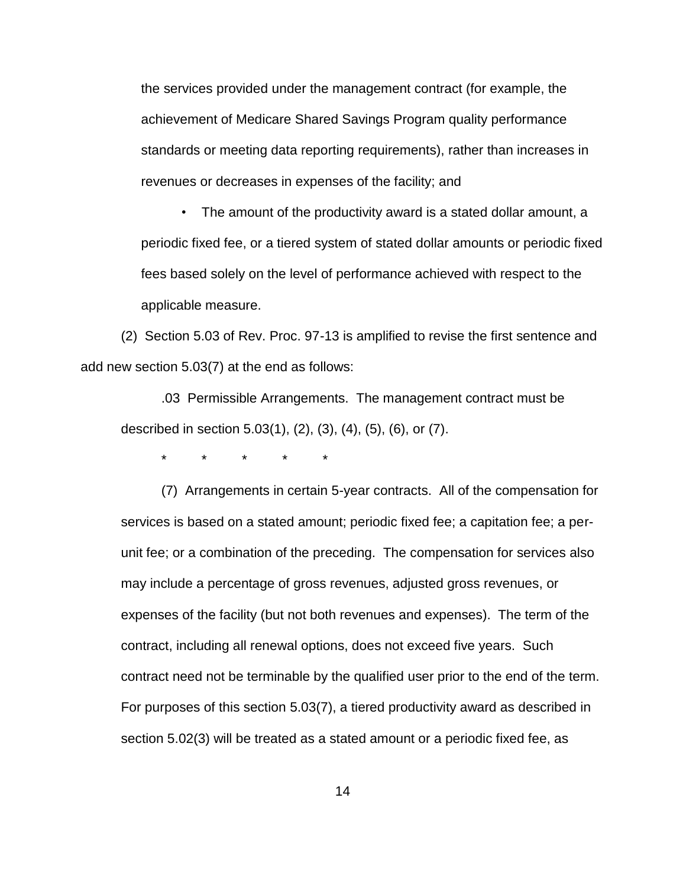the services provided under the management contract (for example, the achievement of Medicare Shared Savings Program quality performance standards or meeting data reporting requirements), rather than increases in revenues or decreases in expenses of the facility; and

- The amount of the productivity award is a stated dollar amount, a periodic fixed fee, or a tiered system of stated dollar amounts or periodic fixed fees based solely on the level of performance achieved with respect to the applicable measure.

(2) Section 5.03 of Rev. Proc. 97-13 is amplified to revise the first sentence and add new section 5.03(7) at the end as follows:

.03 Permissible Arrangements. The management contract must be described in section 5.03(1), (2), (3), (4), (5), (6), or (7).

\* \* \* \* \*

(7) Arrangements in certain 5-year contracts. All of the compensation for services is based on a stated amount; periodic fixed fee; a capitation fee; a per-unit fee; or a combination of the preceding. The compensation for services also may include a percentage of gross revenues, adjusted gross revenues, or expenses of the facility (but not both revenues and expenses). The term of the contract, including all renewal options, does not exceed five years. Such contract need not be terminable by the qualified user prior to the end of the term. For purposes of this section 5.03(7), a tiered productivity award as described in section 5.02(3) will be treated as a stated amount or a periodic fixed fee, as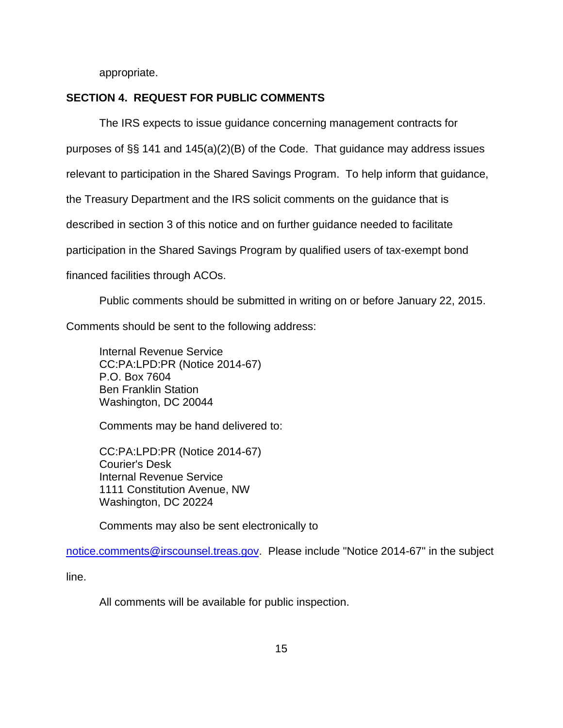appropriate.

## SECTION 4. REQUEST FOR PUBLIC COMMENTS

The IRS expects to issue guidance concerning management contracts for purposes of §§ 141 and 145(a)(2)(B) of the Code. That guidance may address issues relevant to participation in the Shared Savings Program. To help inform that guidance, the Treasury Department and the IRS solicit comments on the guidance that is described in section 3 of this notice and on further guidance needed to facilitate participation in the Shared Savings Program by qualified users of tax-exempt bond financed facilities through ACOs.

Public comments should be submitted in writing on or before January 22, 2015. Comments should be sent to the following address:

Internal Revenue Service
CC:PA:LPD:PR (Notice 2014-67)
P.O. Box 7604
Ben Franklin Station
Washington, DC 20044

Comments may be hand delivered to:

CC:PA:LPD:PR (Notice 2014-67)
Courier's Desk
Internal Revenue Service
1111 Constitution Avenue, NW
Washington, DC 20224

Comments may also be sent electronically to notice.comments@irscounsel.treas.gov. Please include "Notice 2014-67" in the subject line.

All comments will be available for public inspection.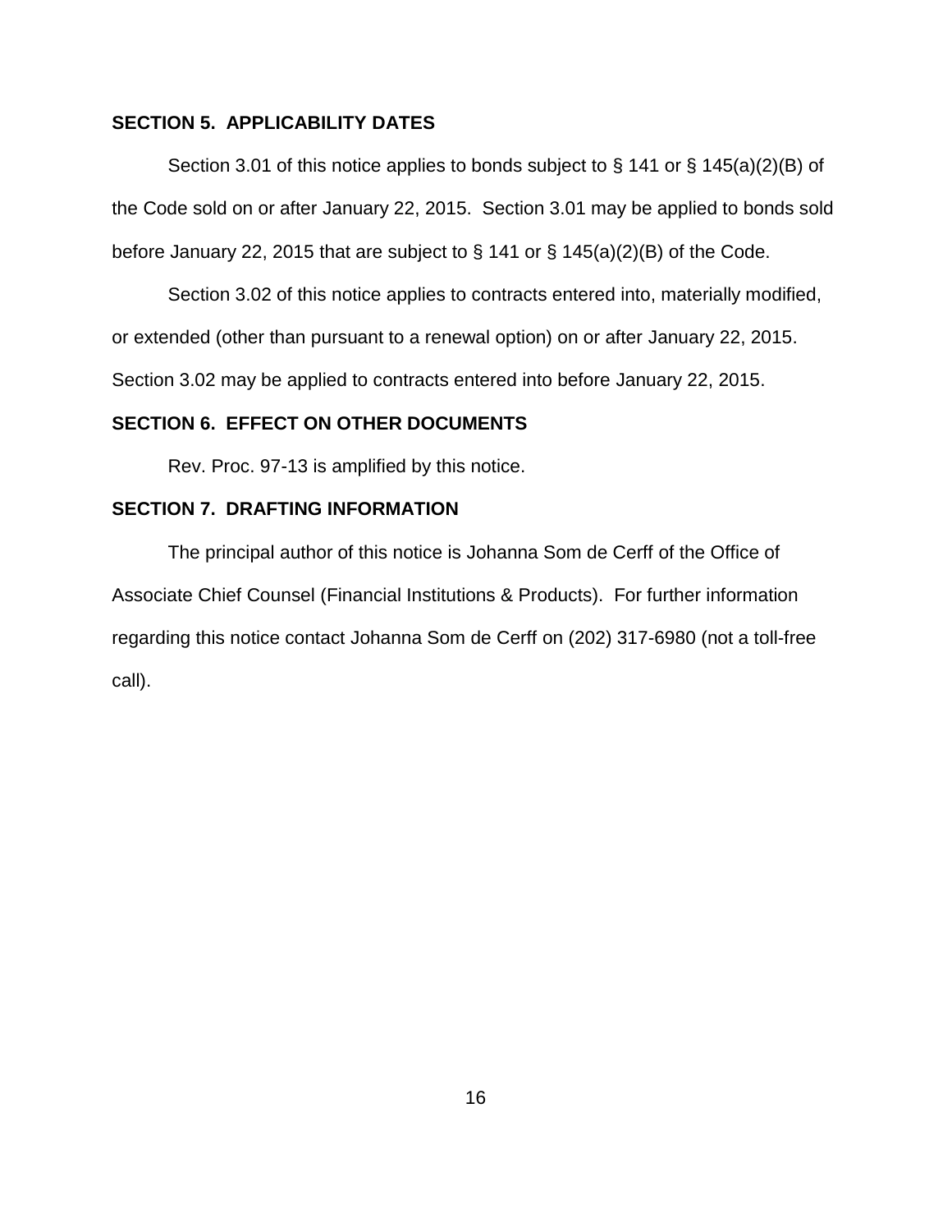## SECTION 5. APPLICABILITY DATES

Section 3.01 of this notice applies to bonds subject to § 141 or § 145(a)(2)(B) of the Code sold on or after January 22, 2015. Section 3.01 may be applied to bonds sold before January 22, 2015 that are subject to § 141 or § 145(a)(2)(B) of the Code.

Section 3.02 of this notice applies to contracts entered into, materially modified, or extended (other than pursuant to a renewal option) on or after January 22, 2015. Section 3.02 may be applied to contracts entered into before January 22, 2015.

## SECTION 6. EFFECT ON OTHER DOCUMENTS

Rev. Proc. 97-13 is amplified by this notice.

## SECTION 7. DRAFTING INFORMATION

The principal author of this notice is Johanna Som de Cerff of the Office of Associate Chief Counsel (Financial Institutions & Products). For further information regarding this notice contact Johanna Som de Cerff on (202) 317-6980 (not a toll-free call).